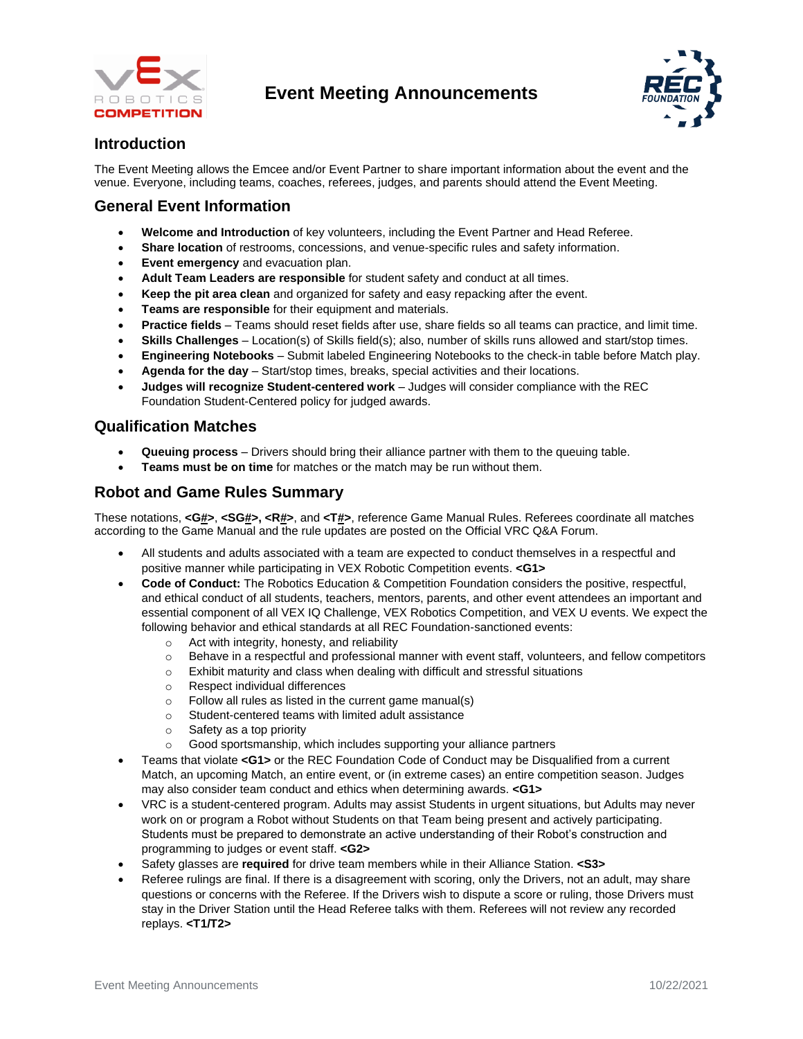# Event Meeting Announcements

## Introduction

The Event Meeting allows the Emcee and/or Event Partner to share important information about the event and the venue. Everyone, including teams, coaches, referees, judges, and parents should attend the Event Meeting.

## General Event Information

- **Welcome and Introduction** of key volunteers, including the Event Partner and Head Referee.
- **Share location** of restrooms, concessions, and venue-specific rules and safety information.
- **Event emergency** and evacuation plan.
- **Adult Team Leaders are responsible** for student safety and conduct at all times.
- **Keep the pit area clean** and organized for safety and easy repacking after the event.
- **Teams are responsible** for their equipment and materials.
- **Practice fields** – Teams should reset fields after use, share fields so all teams can practice, and limit time.
- **Skills Challenges** – Location(s) of Skills field(s); also, number of skills runs allowed and start/stop times.
- **Engineering Notebooks** – Submit labeled Engineering Notebooks to the check-in table before Match play.
- **Agenda for the day** – Start/stop times, breaks, special activities and their locations.
- **Judges will recognize Student-centered work** – Judges will consider compliance with the REC Foundation Student-Centered policy for judged awards.

## Qualification Matches

- **Queuing process** – Drivers should bring their alliance partner with them to the queuing table.
- **Teams must be on time** for matches or the match may be run without them.

## Robot and Game Rules Summary

These notations, **<G#>**, **<SG#>, <R#>**, and **<T#>**, reference Game Manual Rules. Referees coordinate all matches according to the Game Manual and the rule updates are posted on the Official VRC Q&A Forum.

- All students and adults associated with a team are expected to conduct themselves in a respectful and positive manner while participating in VEX Robotic Competition events. **<G1>**
- **Code of Conduct:** The Robotics Education & Competition Foundation considers the positive, respectful, and ethical conduct of all students, teachers, mentors, parents, and other event attendees an important and essential component of all VEX IQ Challenge, VEX Robotics Competition, and VEX U events. We expect the following behavior and ethical standards at all REC Foundation-sanctioned events:
  - Act with integrity, honesty, and reliability
  - Behave in a respectful and professional manner with event staff, volunteers, and fellow competitors
  - Exhibit maturity and class when dealing with difficult and stressful situations
  - Respect individual differences
  - Follow all rules as listed in the current game manual(s)
  - Student-centered teams with limited adult assistance
  - Safety as a top priority
  - Good sportsmanship, which includes supporting your alliance partners
- Teams that violate **<G1>** or the REC Foundation Code of Conduct may be Disqualified from a current Match, an upcoming Match, an entire event, or (in extreme cases) an entire competition season. Judges may also consider team conduct and ethics when determining awards. **<G1>**
- VRC is a student-centered program. Adults may assist Students in urgent situations, but Adults may never work on or program a Robot without Students on that Team being present and actively participating. Students must be prepared to demonstrate an active understanding of their Robot's construction and programming to judges or event staff. **<G2>**
- Safety glasses are **required** for drive team members while in their Alliance Station. **<S3>**
- Referee rulings are final. If there is a disagreement with scoring, only the Drivers, not an adult, may share questions or concerns with the Referee. If the Drivers wish to dispute a score or ruling, those Drivers must stay in the Driver Station until the Head Referee talks with them. Referees will not review any recorded replays. **<T1/T2>**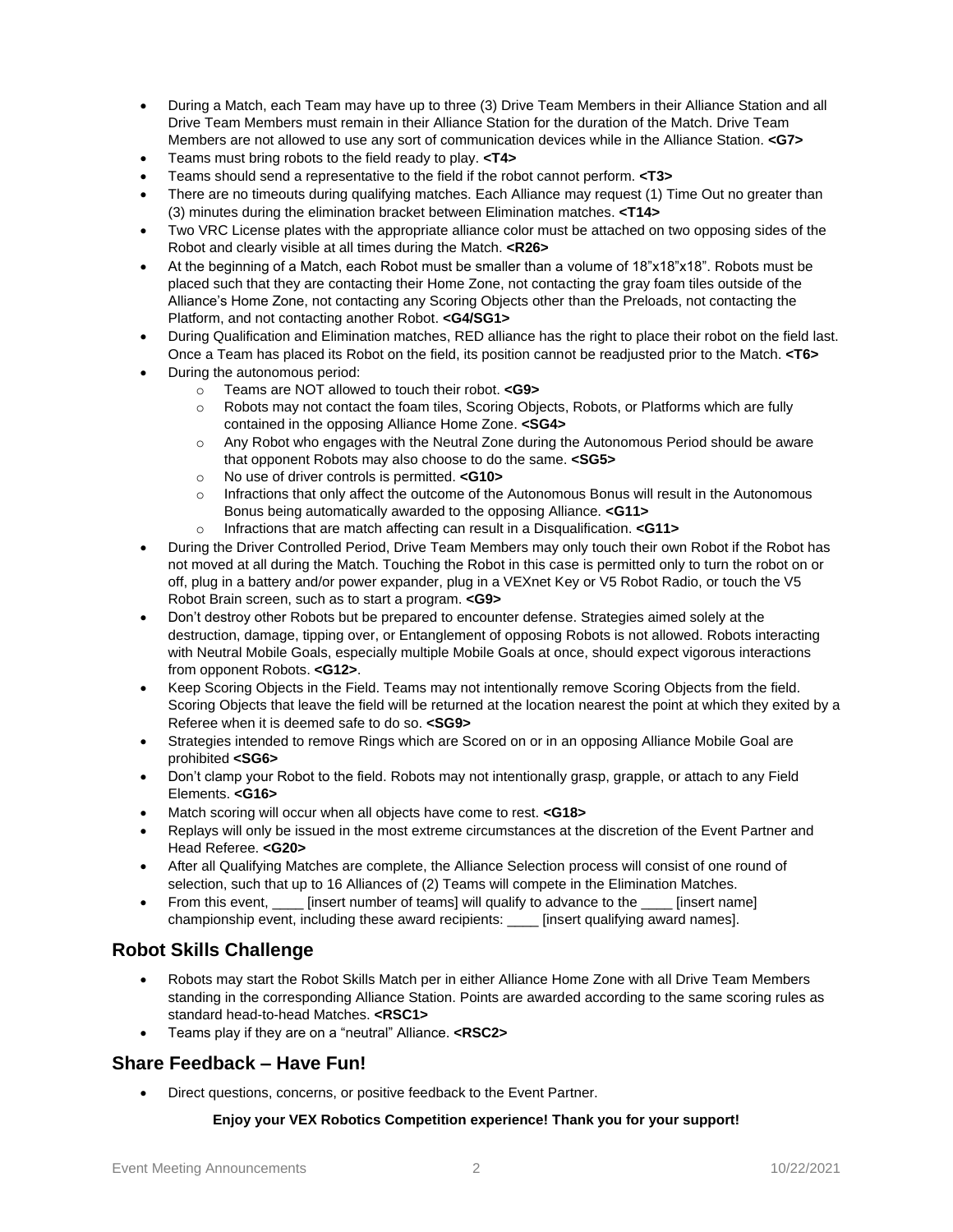- During a Match, each Team may have up to three (3) Drive Team Members in their Alliance Station and all Drive Team Members must remain in their Alliance Station for the duration of the Match. Drive Team Members are not allowed to use any sort of communication devices while in the Alliance Station. **<G7>**
- Teams must bring robots to the field ready to play. **<T4>**
- Teams should send a representative to the field if the robot cannot perform. **<T3>**
- There are no timeouts during qualifying matches. Each Alliance may request (1) Time Out no greater than (3) minutes during the elimination bracket between Elimination matches. **<T14>**
- Two VRC License plates with the appropriate alliance color must be attached on two opposing sides of the Robot and clearly visible at all times during the Match. **<R26>**
- At the beginning of a Match, each Robot must be smaller than a volume of 18"x18"x18". Robots must be placed such that they are contacting their Home Zone, not contacting the gray foam tiles outside of the Alliance's Home Zone, not contacting any Scoring Objects other than the Preloads, not contacting the Platform, and not contacting another Robot. **<G4/SG1>**
- During Qualification and Elimination matches, RED alliance has the right to place their robot on the field last. Once a Team has placed its Robot on the field, its position cannot be readjusted prior to the Match. **<T6>**
- During the autonomous period:
  - Teams are NOT allowed to touch their robot. **<G9>**
  - Robots may not contact the foam tiles, Scoring Objects, Robots, or Platforms which are fully contained in the opposing Alliance Home Zone. **<SG4>**
  - Any Robot who engages with the Neutral Zone during the Autonomous Period should be aware that opponent Robots may also choose to do the same. **<SG5>**
  - No use of driver controls is permitted. **<G10>**
  - Infractions that only affect the outcome of the Autonomous Bonus will result in the Autonomous Bonus being automatically awarded to the opposing Alliance. **<G11>**
  - Infractions that are match affecting can result in a Disqualification. **<G11>**
- During the Driver Controlled Period, Drive Team Members may only touch their own Robot if the Robot has not moved at all during the Match. Touching the Robot in this case is permitted only to turn the robot on or off, plug in a battery and/or power expander, plug in a VEXnet Key or V5 Robot Radio, or touch the V5 Robot Brain screen, such as to start a program. **<G9>**
- Don't destroy other Robots but be prepared to encounter defense. Strategies aimed solely at the destruction, damage, tipping over, or Entanglement of opposing Robots is not allowed. Robots interacting with Neutral Mobile Goals, especially multiple Mobile Goals at once, should expect vigorous interactions from opponent Robots. **<G12>**.
- Keep Scoring Objects in the Field. Teams may not intentionally remove Scoring Objects from the field. Scoring Objects that leave the field will be returned at the location nearest the point at which they exited by a Referee when it is deemed safe to do so. **<SG9>**
- Strategies intended to remove Rings which are Scored on or in an opposing Alliance Mobile Goal are prohibited **<SG6>**
- Don't clamp your Robot to the field. Robots may not intentionally grasp, grapple, or attach to any Field Elements. **<G16>**
- Match scoring will occur when all objects have come to rest. **<G18>**
- Replays will only be issued in the most extreme circumstances at the discretion of the Event Partner and Head Referee. **<G20>**
- After all Qualifying Matches are complete, the Alliance Selection process will consist of one round of selection, such that up to 16 Alliances of (2) Teams will compete in the Elimination Matches.
- From this event, ____ [insert number of teams] will qualify to advance to the ____ [insert name] championship event, including these award recipients: ____ [insert qualifying award names].

## Robot Skills Challenge

- Robots may start the Robot Skills Match per in either Alliance Home Zone with all Drive Team Members standing in the corresponding Alliance Station. Points are awarded according to the same scoring rules as standard head-to-head Matches. **<RSC1>**
- Teams play if they are on a "neutral" Alliance. **<RSC2>**

## Share Feedback – Have Fun!

- Direct questions, concerns, or positive feedback to the Event Partner.

**Enjoy your VEX Robotics Competition experience! Thank you for your support!**